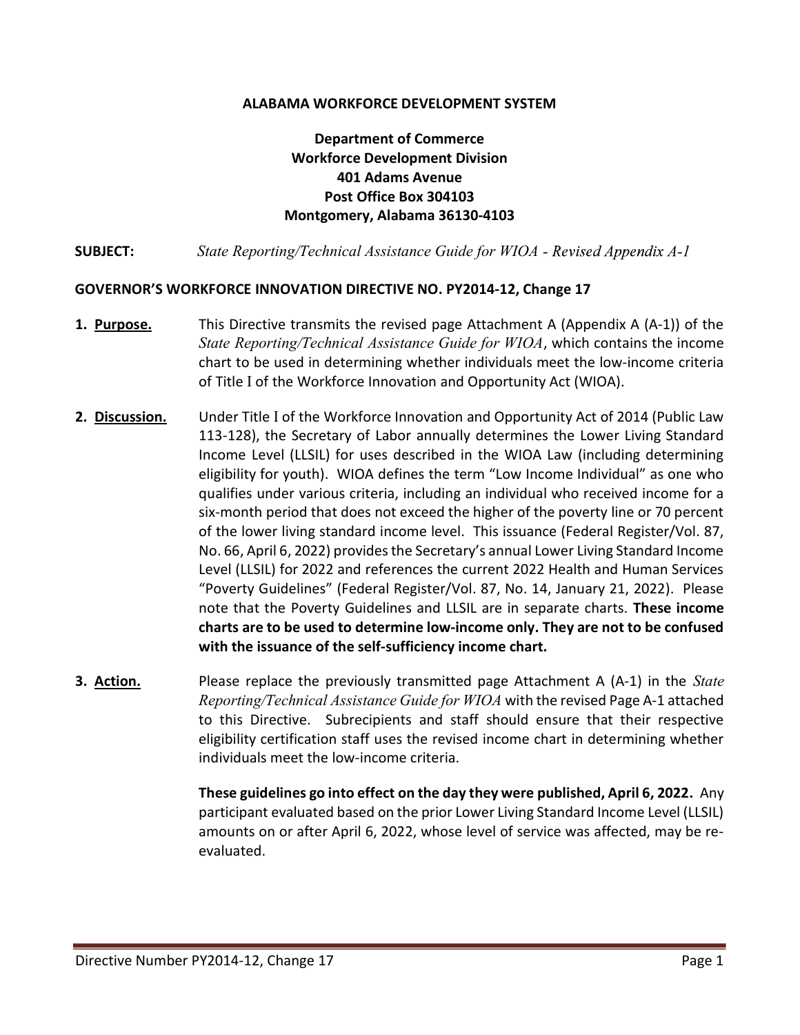**ALABAMA WORKFORCE DEVELOPMENT SYSTEM**

**Department of Commerce**
**Workforce Development Division**
**401 Adams Avenue**
**Post Office Box 304103**
**Montgomery, Alabama 36130-4103**

**SUBJECT:** *State Reporting/Technical Assistance Guide for WIOA - Revised Appendix A-1*

**GOVERNOR'S WORKFORCE INNOVATION DIRECTIVE NO. PY2014-12, Change 17**

1. **Purpose.** This Directive transmits the revised page Attachment A (Appendix A (A-1)) of the *State Reporting/Technical Assistance Guide for WIOA*, which contains the income chart to be used in determining whether individuals meet the low-income criteria of Title I of the Workforce Innovation and Opportunity Act (WIOA).

2. **Discussion.** Under Title I of the Workforce Innovation and Opportunity Act of 2014 (Public Law 113-128), the Secretary of Labor annually determines the Lower Living Standard Income Level (LLSIL) for uses described in the WIOA Law (including determining eligibility for youth). WIOA defines the term "Low Income Individual" as one who qualifies under various criteria, including an individual who received income for a six-month period that does not exceed the higher of the poverty line or 70 percent of the lower living standard income level. This issuance (Federal Register/Vol. 87, No. 66, April 6, 2022) provides the Secretary's annual Lower Living Standard Income Level (LLSIL) for 2022 and references the current 2022 Health and Human Services "Poverty Guidelines" (Federal Register/Vol. 87, No. 14, January 21, 2022). Please note that the Poverty Guidelines and LLSIL are in separate charts. **These income charts are to be used to determine low-income only. They are not to be confused with the issuance of the self-sufficiency income chart.**

3. **Action.** Please replace the previously transmitted page Attachment A (A-1) in the *State Reporting/Technical Assistance Guide for WIOA* with the revised Page A-1 attached to this Directive. Subrecipients and staff should ensure that their respective eligibility certification staff uses the revised income chart in determining whether individuals meet the low-income criteria.

   **These guidelines go into effect on the day they were published, April 6, 2022.** Any participant evaluated based on the prior Lower Living Standard Income Level (LLSIL) amounts on or after April 6, 2022, whose level of service was affected, may be re-evaluated.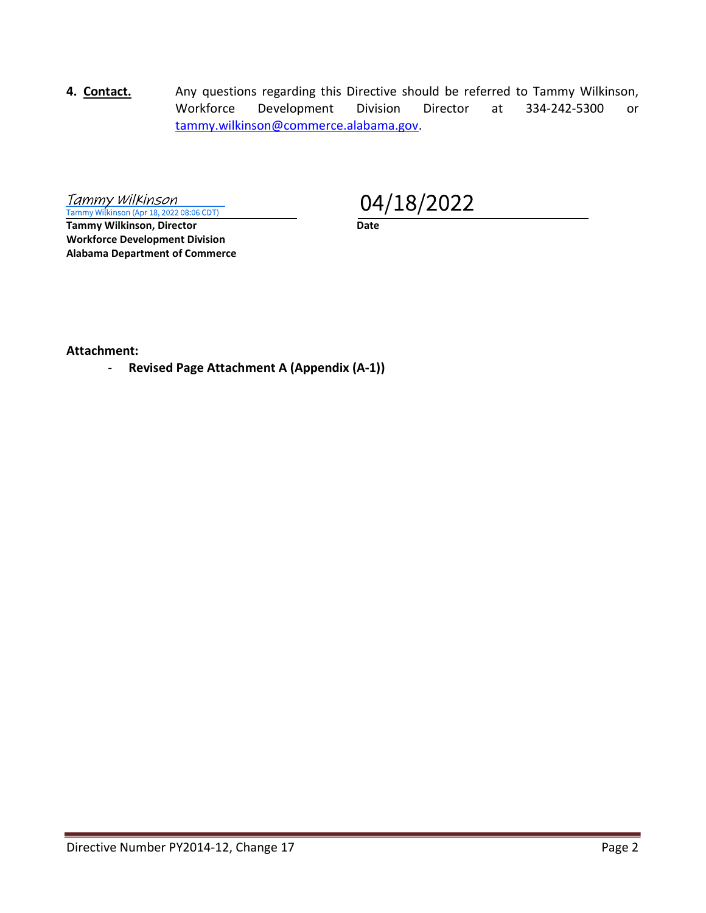**4. Contact.** Any questions regarding this Directive should be referred to Tammy Wilkinson, Workforce Development Division Director at 334-242-5300 or tammy.wilkinson@commerce.alabama.gov.

*Tammy Wilkinson*
Tammy Wilkinson (Apr 18, 2022 08:06 CDT)

**Tammy Wilkinson, Director**
**Workforce Development Division**
**Alabama Department of Commerce**

04/18/2022
**Date**

**Attachment:**

- **Revised Page Attachment A (Appendix (A-1))**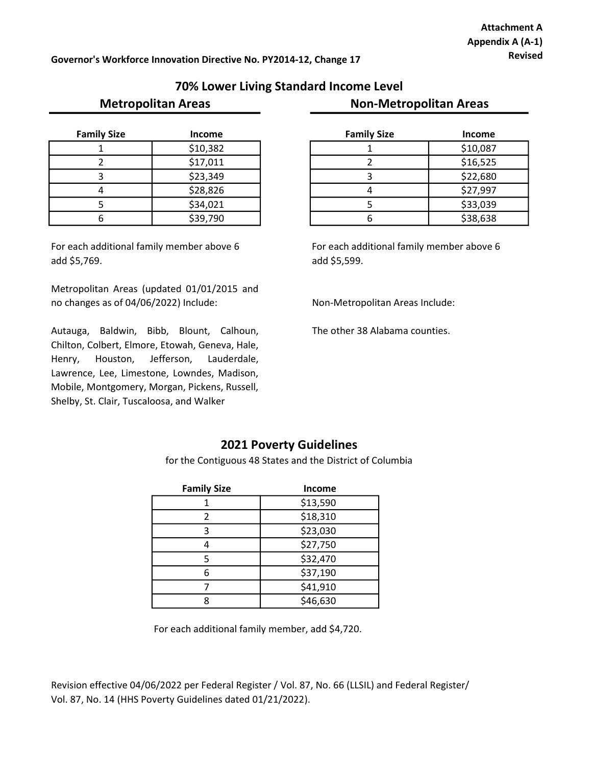**Attachment A**
**Appendix A (A-1)**
**Revised**

**Governor's Workforce Innovation Directive No. PY2014-12, Change 17**

## 70% Lower Living Standard Income Level

### Metropolitan Areas

| Family Size | Income |
|---|---|
| 1 | $10,382 |
| 2 | $17,011 |
| 3 | $23,349 |
| 4 | $28,826 |
| 5 | $34,021 |
| 6 | $39,790 |

For each additional family member above 6 add $5,769.

Metropolitan Areas (updated 01/01/2015 and no changes as of 04/06/2022) Include:

Autauga, Baldwin, Bibb, Blount, Calhoun, Chilton, Colbert, Elmore, Etowah, Geneva, Hale, Henry, Houston, Jefferson, Lauderdale, Lawrence, Lee, Limestone, Lowndes, Madison, Mobile, Montgomery, Morgan, Pickens, Russell, Shelby, St. Clair, Tuscaloosa, and Walker

### Non-Metropolitan Areas

| Family Size | Income |
|---|---|
| 1 | $10,087 |
| 2 | $16,525 |
| 3 | $22,680 |
| 4 | $27,997 |
| 5 | $33,039 |
| 6 | $38,638 |

For each additional family member above 6 add $5,599.

Non-Metropolitan Areas Include:

The other 38 Alabama counties.

## 2021 Poverty Guidelines

for the Contiguous 48 States and the District of Columbia

| Family Size | Income |
|---|---|
| 1 | $13,590 |
| 2 | $18,310 |
| 3 | $23,030 |
| 4 | $27,750 |
| 5 | $32,470 |
| 6 | $37,190 |
| 7 | $41,910 |
| 8 | $46,630 |

For each additional family member, add $4,720.

Revision effective 04/06/2022 per Federal Register / Vol. 87, No. 66 (LLSIL) and Federal Register/ Vol. 87, No. 14 (HHS Poverty Guidelines dated 01/21/2022).